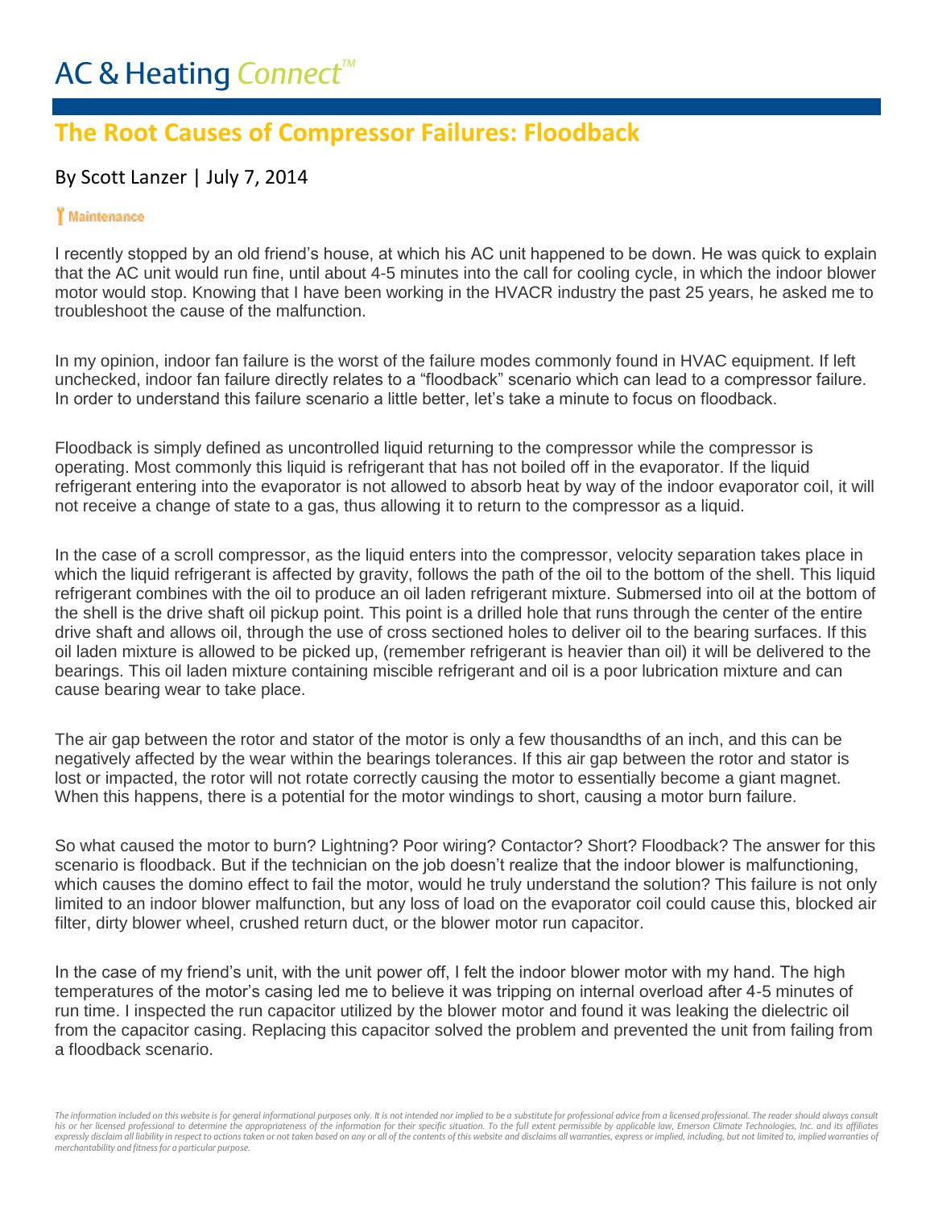# AC & Heating *Connect*™

## The Root Causes of Compressor Failures: Floodback

By Scott Lanzer | July 7, 2014

Maintenance

I recently stopped by an old friend's house, at which his AC unit happened to be down. He was quick to explain that the AC unit would run fine, until about 4-5 minutes into the call for cooling cycle, in which the indoor blower motor would stop. Knowing that I have been working in the HVACR industry the past 25 years, he asked me to troubleshoot the cause of the malfunction.

In my opinion, indoor fan failure is the worst of the failure modes commonly found in HVAC equipment. If left unchecked, indoor fan failure directly relates to a "floodback" scenario which can lead to a compressor failure. In order to understand this failure scenario a little better, let's take a minute to focus on floodback.

Floodback is simply defined as uncontrolled liquid returning to the compressor while the compressor is operating. Most commonly this liquid is refrigerant that has not boiled off in the evaporator. If the liquid refrigerant entering into the evaporator is not allowed to absorb heat by way of the indoor evaporator coil, it will not receive a change of state to a gas, thus allowing it to return to the compressor as a liquid.

In the case of a scroll compressor, as the liquid enters into the compressor, velocity separation takes place in which the liquid refrigerant is affected by gravity, follows the path of the oil to the bottom of the shell. This liquid refrigerant combines with the oil to produce an oil laden refrigerant mixture. Submersed into oil at the bottom of the shell is the drive shaft oil pickup point. This point is a drilled hole that runs through the center of the entire drive shaft and allows oil, through the use of cross sectioned holes to deliver oil to the bearing surfaces. If this oil laden mixture is allowed to be picked up, (remember refrigerant is heavier than oil) it will be delivered to the bearings. This oil laden mixture containing miscible refrigerant and oil is a poor lubrication mixture and can cause bearing wear to take place.

The air gap between the rotor and stator of the motor is only a few thousandths of an inch, and this can be negatively affected by the wear within the bearings tolerances. If this air gap between the rotor and stator is lost or impacted, the rotor will not rotate correctly causing the motor to essentially become a giant magnet. When this happens, there is a potential for the motor windings to short, causing a motor burn failure.

So what caused the motor to burn? Lightning? Poor wiring? Contactor? Short? Floodback? The answer for this scenario is floodback. But if the technician on the job doesn't realize that the indoor blower is malfunctioning, which causes the domino effect to fail the motor, would he truly understand the solution? This failure is not only limited to an indoor blower malfunction, but any loss of load on the evaporator coil could cause this, blocked air filter, dirty blower wheel, crushed return duct, or the blower motor run capacitor.

In the case of my friend's unit, with the unit power off, I felt the indoor blower motor with my hand. The high temperatures of the motor's casing led me to believe it was tripping on internal overload after 4-5 minutes of run time. I inspected the run capacitor utilized by the blower motor and found it was leaking the dielectric oil from the capacitor casing. Replacing this capacitor solved the problem and prevented the unit from failing from a floodback scenario.

*The information included on this website is for general informational purposes only. It is not intended nor implied to be a substitute for professional advice from a licensed professional. The reader should always consult his or her licensed professional to determine the appropriateness of the information for their specific situation. To the full extent permissible by applicable law, Emerson Climate Technologies, Inc. and its affiliates expressly disclaim all liability in respect to actions taken or not taken based on any or all of the contents of this website and disclaims all warranties, express or implied, including, but not limited to, implied warranties of merchantability and fitness for a particular purpose.*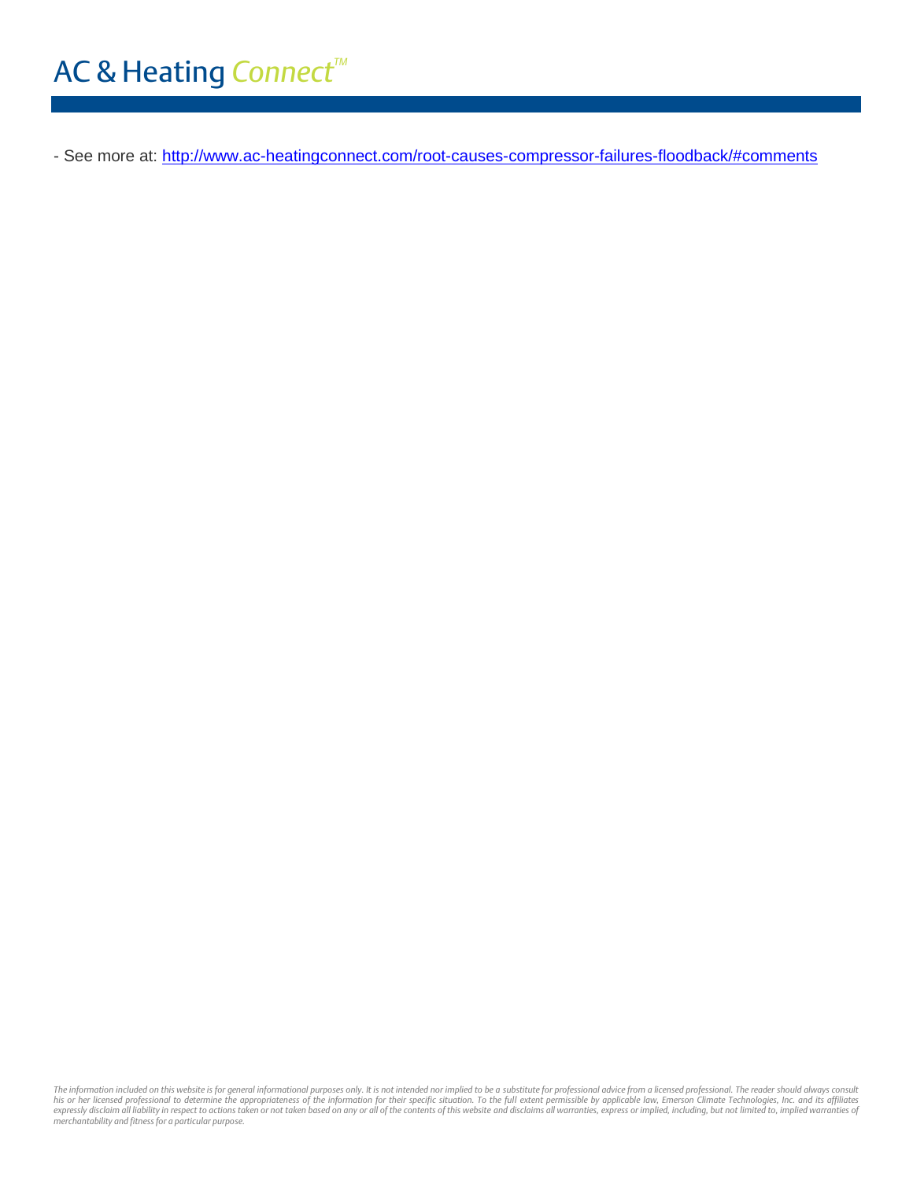- See more at: [http://www.ac-heatingconnect.com/root-causes-compressor-failures-floodback/#comments](http://www.ac-heatingconnect.com/root-causes-compressor-failures-floodback/#comments)